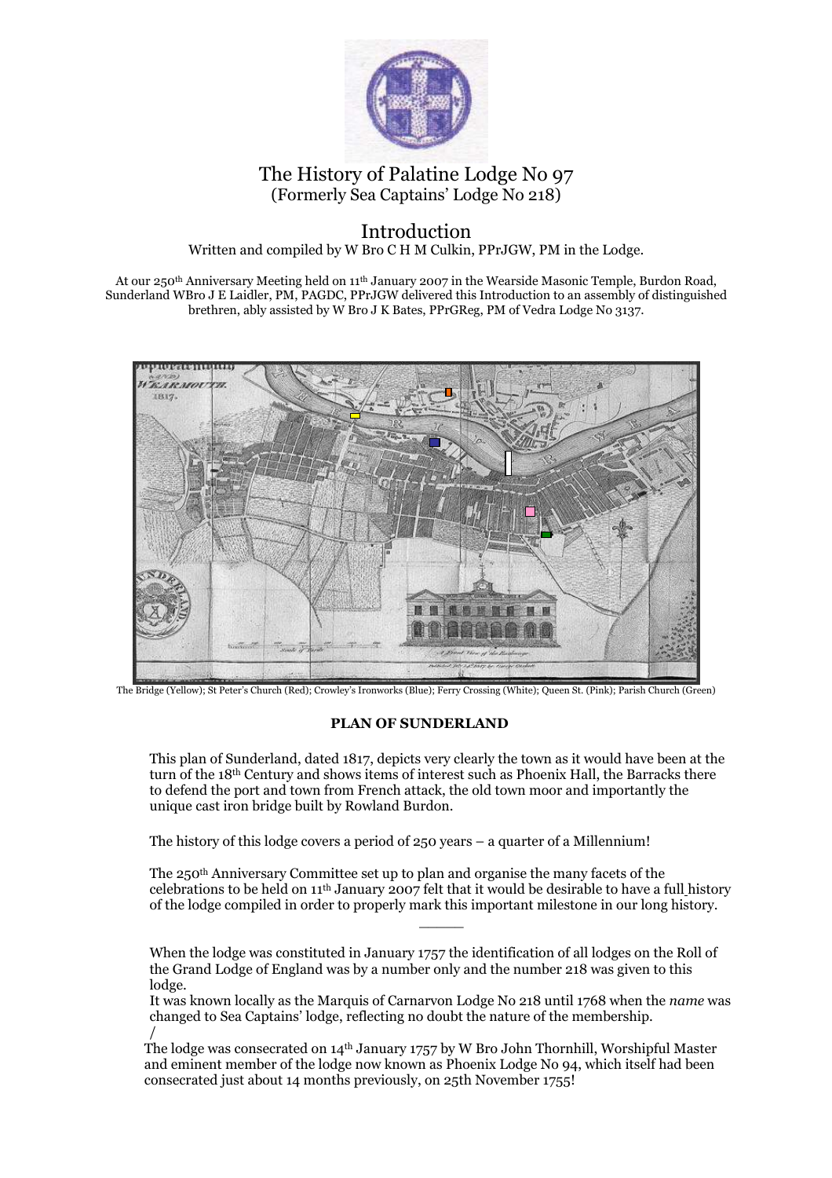# The History of Palatine Lodge No 97
(Formerly Sea Captains' Lodge No 218)

## Introduction

Written and compiled by W Bro C H M Culkin, PPrJGW, PM in the Lodge.

At our 250th Anniversary Meeting held on 11th January 2007 in the Wearside Masonic Temple, Burdon Road, Sunderland WBro J E Laidler, PM, PAGDC, PPrJGW delivered this Introduction to an assembly of distinguished brethren, ably assisted by W Bro J K Bates, PPrGReg, PM of Vedra Lodge No 3137.

The Bridge (Yellow); St Peter's Church (Red); Crowley's Ironworks (Blue); Ferry Crossing (White); Queen St. (Pink); Parish Church (Green)

**PLAN OF SUNDERLAND**

This plan of Sunderland, dated 1817, depicts very clearly the town as it would have been at the turn of the 18th Century and shows items of interest such as Phoenix Hall, the Barracks there to defend the port and town from French attack, the old town moor and importantly the unique cast iron bridge built by Rowland Burdon.

The history of this lodge covers a period of 250 years – a quarter of a Millennium!

The 250th Anniversary Committee set up to plan and organise the many facets of the celebrations to be held on 11th January 2007 felt that it would be desirable to have a full history of the lodge compiled in order to properly mark this important milestone in our long history.

---

When the lodge was constituted in January 1757 the identification of all lodges on the Roll of the Grand Lodge of England was by a number only and the number 218 was given to this lodge.
It was known locally as the Marquis of Carnarvon Lodge No 218 until 1768 when the *name* was changed to Sea Captains' lodge, reflecting no doubt the nature of the membership.
/
The lodge was consecrated on 14th January 1757 by W Bro John Thornhill, Worshipful Master and eminent member of the lodge now known as Phoenix Lodge No 94, which itself had been consecrated just about 14 months previously, on 25th November 1755!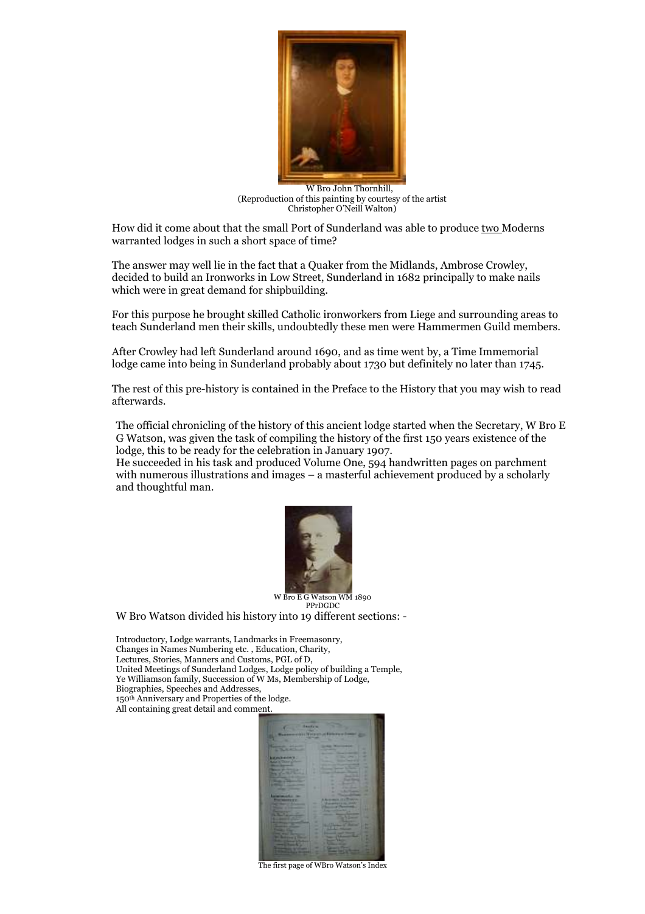W Bro John Thornhill,
(Reproduction of this painting by courtesy of the artist
Christopher O'Neill Walton)

How did it come about that the small Port of Sunderland was able to produce <u>two</u> Moderns warranted lodges in such a short space of time?

The answer may well lie in the fact that a Quaker from the Midlands, Ambrose Crowley, decided to build an Ironworks in Low Street, Sunderland in 1682 principally to make nails which were in great demand for shipbuilding.

For this purpose he brought skilled Catholic ironworkers from Liege and surrounding areas to teach Sunderland men their skills, undoubtedly these men were Hammermen Guild members.

After Crowley had left Sunderland around 1690, and as time went by, a Time Immemorial lodge came into being in Sunderland probably about 1730 but definitely no later than 1745.

The rest of this pre-history is contained in the Preface to the History that you may wish to read afterwards.

The official chronicling of the history of this ancient lodge started when the Secretary, W Bro E G Watson, was given the task of compiling the history of the first 150 years existence of the lodge, this to be ready for the celebration in January 1907.
He succeeded in his task and produced Volume One, 594 handwritten pages on parchment with numerous illustrations and images – a masterful achievement produced by a scholarly and thoughtful man.

W Bro E G Watson WM 1890
PPrDGDC

W Bro Watson divided his history into 19 different sections: -

Introductory, Lodge warrants, Landmarks in Freemasonry,
Changes in Names Numbering etc. , Education, Charity,
Lectures, Stories, Manners and Customs, PGL of D,
United Meetings of Sunderland Lodges, Lodge policy of building a Temple,
Ye Williamson family, Succession of W Ms, Membership of Lodge,
Biographies, Speeches and Addresses,
150th Anniversary and Properties of the lodge.
All containing great detail and comment.

The first page of WBro Watson's Index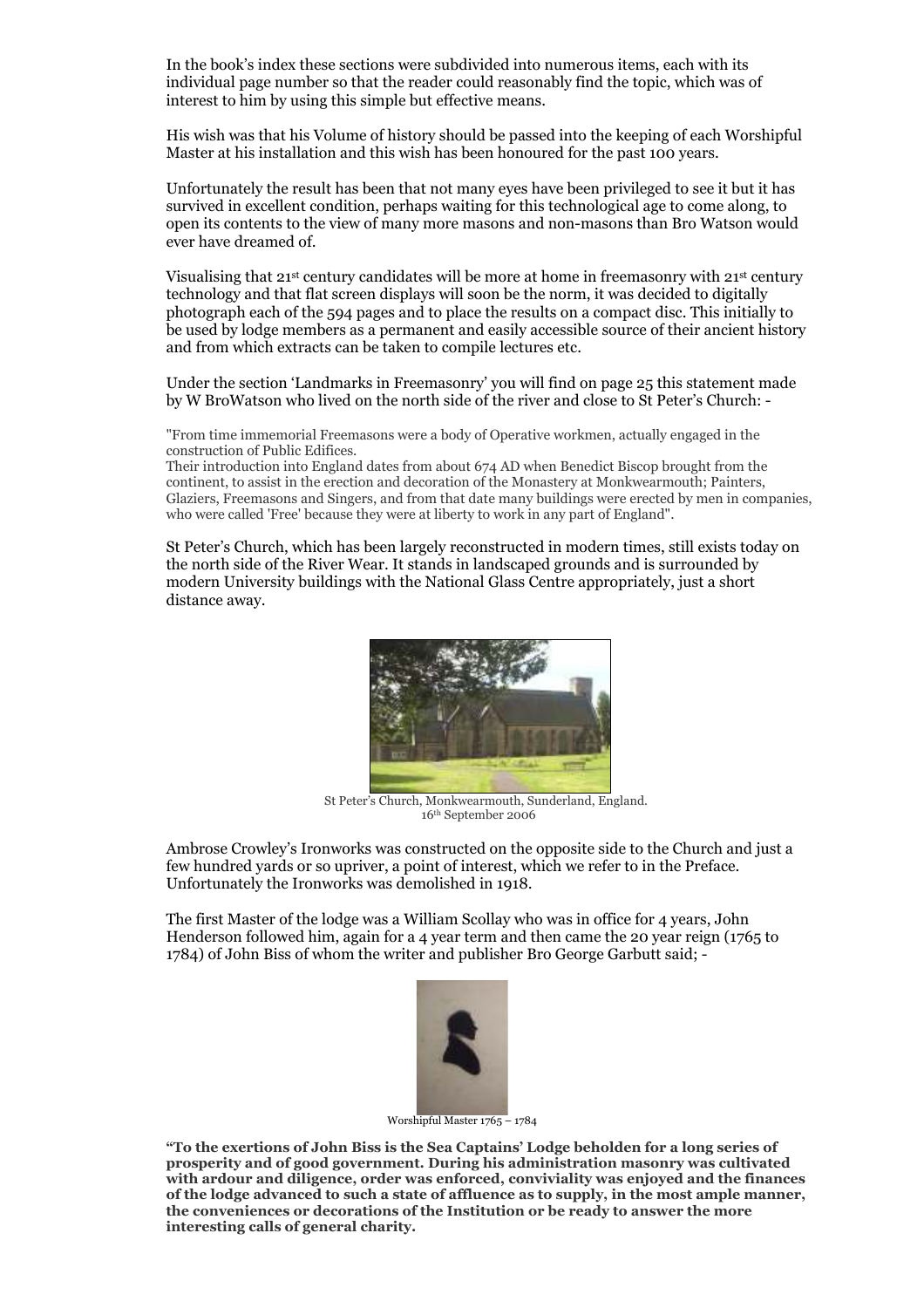In the book's index these sections were subdivided into numerous items, each with its individual page number so that the reader could reasonably find the topic, which was of interest to him by using this simple but effective means.

His wish was that his Volume of history should be passed into the keeping of each Worshipful Master at his installation and this wish has been honoured for the past 100 years.

Unfortunately the result has been that not many eyes have been privileged to see it but it has survived in excellent condition, perhaps waiting for this technological age to come along, to open its contents to the view of many more masons and non-masons than Bro Watson would ever have dreamed of.

Visualising that 21st century candidates will be more at home in freemasonry with 21st century technology and that flat screen displays will soon be the norm, it was decided to digitally photograph each of the 594 pages and to place the results on a compact disc. This initially to be used by lodge members as a permanent and easily accessible source of their ancient history and from which extracts can be taken to compile lectures etc.

Under the section 'Landmarks in Freemasonry' you will find on page 25 this statement made by W BroWatson who lived on the north side of the river and close to St Peter's Church: -

"From time immemorial Freemasons were a body of Operative workmen, actually engaged in the construction of Public Edifices.
Their introduction into England dates from about 674 AD when Benedict Biscop brought from the continent, to assist in the erection and decoration of the Monastery at Monkwearmouth; Painters, Glaziers, Freemasons and Singers, and from that date many buildings were erected by men in companies, who were called 'Free' because they were at liberty to work in any part of England".

St Peter's Church, which has been largely reconstructed in modern times, still exists today on the north side of the River Wear. It stands in landscaped grounds and is surrounded by modern University buildings with the National Glass Centre appropriately, just a short distance away.

St Peter's Church, Monkwearmouth, Sunderland, England.
16th September 2006

Ambrose Crowley's Ironworks was constructed on the opposite side to the Church and just a few hundred yards or so upriver, a point of interest, which we refer to in the Preface. Unfortunately the Ironworks was demolished in 1918.

The first Master of the lodge was a William Scollay who was in office for 4 years, John Henderson followed him, again for a 4 year term and then came the 20 year reign (1765 to 1784) of John Biss of whom the writer and publisher Bro George Garbutt said; -

Worshipful Master 1765 – 1784

**"To the exertions of John Biss is the Sea Captains' Lodge beholden for a long series of prosperity and of good government. During his administration masonry was cultivated with ardour and diligence, order was enforced, conviviality was enjoyed and the finances of the lodge advanced to such a state of affluence as to supply, in the most ample manner, the conveniences or decorations of the Institution or be ready to answer the more interesting calls of general charity.**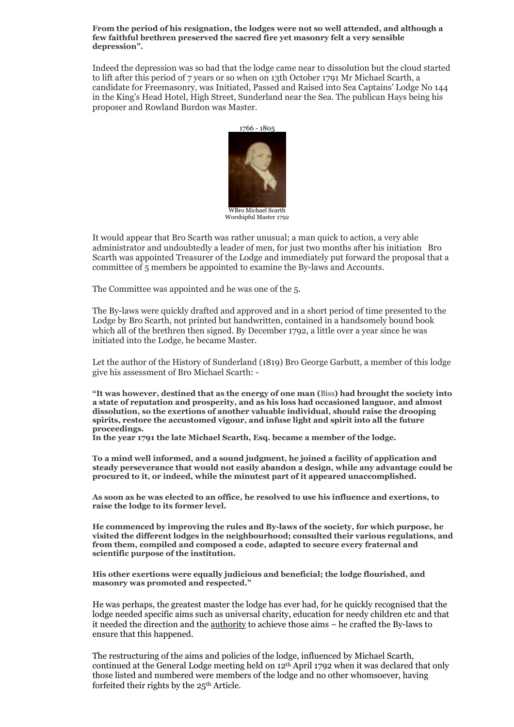**From the period of his resignation, the lodges were not so well attended, and although a few faithful brethren preserved the sacred fire yet masonry felt a very sensible depression".**

Indeed the depression was so bad that the lodge came near to dissolution but the cloud started to lift after this period of 7 years or so when on 13th October 1791 Mr Michael Scarth, a candidate for Freemasonry, was Initiated, Passed and Raised into Sea Captains' Lodge No 144 in the King's Head Hotel, High Street, Sunderland near the Sea. The publican Hays being his proposer and Rowland Burdon was Master.

1766 - 1805

WBro Michael Scarth
Worshipful Master 1792

It would appear that Bro Scarth was rather unusual; a man quick to action, a very able administrator and undoubtedly a leader of men, for just two months after his initiation Bro Scarth was appointed Treasurer of the Lodge and immediately put forward the proposal that a committee of 5 members be appointed to examine the By-laws and Accounts.

The Committee was appointed and he was one of the 5.

The By-laws were quickly drafted and approved and in a short period of time presented to the Lodge by Bro Scarth, not printed but handwritten, contained in a handsomely bound book which all of the brethren then signed. By December 1792, a little over a year since he was initiated into the Lodge, he became Master.

Let the author of the History of Sunderland (1819) Bro George Garbutt, a member of this lodge give his assessment of Bro Michael Scarth: -

**"It was however, destined that as the energy of one man (**Biss**) had brought the society into a state of reputation and prosperity, and as his loss had occasioned languor, and almost dissolution, so the exertions of another valuable individual, should raise the drooping spirits, restore the accustomed vigour, and infuse light and spirit into all the future proceedings.**
**In the year 1791 the late Michael Scarth, Esq. became a member of the lodge.**

**To a mind well informed, and a sound judgment, he joined a facility of application and steady perseverance that would not easily abandon a design, while any advantage could be procured to it, or indeed, while the minutest part of it appeared unaccomplished.**

**As soon as he was elected to an office, he resolved to use his influence and exertions, to raise the lodge to its former level.**

**He commenced by improving the rules and By-laws of the society, for which purpose, he visited the different lodges in the neighbourhood; consulted their various regulations, and from them, compiled and composed a code, adapted to secure every fraternal and scientific purpose of the institution.**

**His other exertions were equally judicious and beneficial; the lodge flourished, and masonry was promoted and respected."**

He was perhaps, the greatest master the lodge has ever had, for he quickly recognised that the lodge needed specific aims such as universal charity, education for needy children etc and that it needed the direction and the authority to achieve those aims – he crafted the By-laws to ensure that this happened.

The restructuring of the aims and policies of the lodge, influenced by Michael Scarth, continued at the General Lodge meeting held on 12th April 1792 when it was declared that only those listed and numbered were members of the lodge and no other whomsoever, having forfeited their rights by the 25th Article.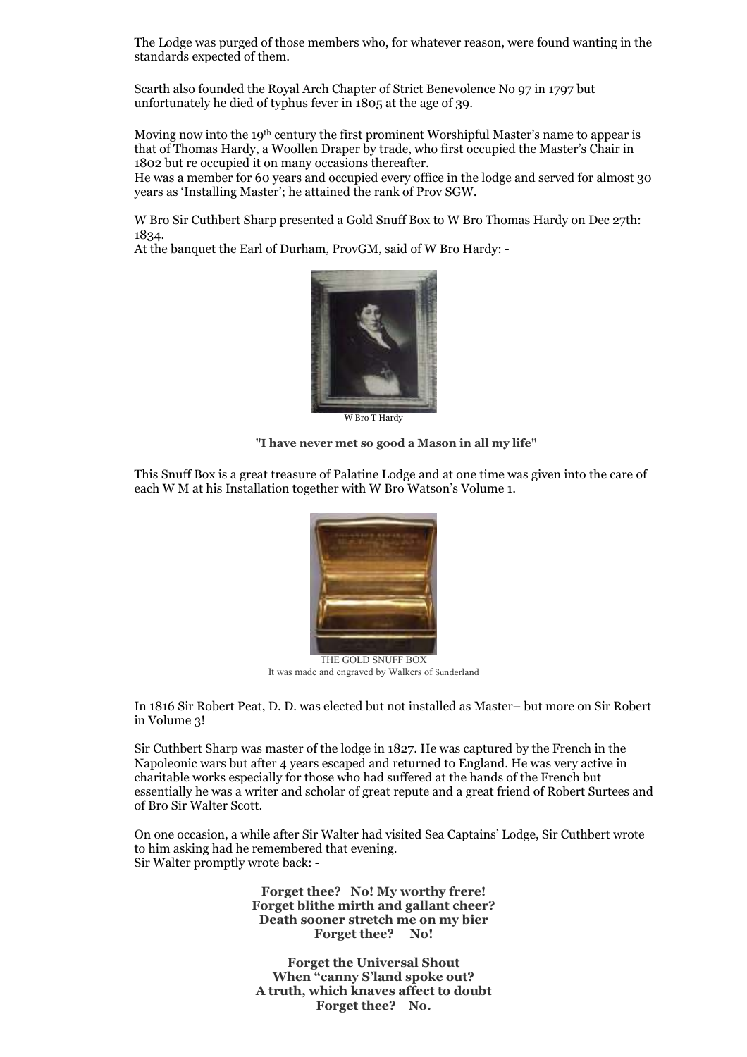The Lodge was purged of those members who, for whatever reason, were found wanting in the standards expected of them.

Scarth also founded the Royal Arch Chapter of Strict Benevolence No 97 in 1797 but unfortunately he died of typhus fever in 1805 at the age of 39.

Moving now into the 19th century the first prominent Worshipful Master's name to appear is that of Thomas Hardy, a Woollen Draper by trade, who first occupied the Master's Chair in 1802 but re occupied it on many occasions thereafter.
He was a member for 60 years and occupied every office in the lodge and served for almost 30 years as 'Installing Master'; he attained the rank of Prov SGW.

W Bro Sir Cuthbert Sharp presented a Gold Snuff Box to W Bro Thomas Hardy on Dec 27th: 1834.
At the banquet the Earl of Durham, ProvGM, said of W Bro Hardy: -

W Bro T Hardy

**"I have never met so good a Mason in all my life"**

This Snuff Box is a great treasure of Palatine Lodge and at one time was given into the care of each W M at his Installation together with W Bro Watson's Volume 1.

THE GOLD SNUFF BOX
It was made and engraved by Walkers of Sunderland

In 1816 Sir Robert Peat, D. D. was elected but not installed as Master– but more on Sir Robert in Volume 3!

Sir Cuthbert Sharp was master of the lodge in 1827. He was captured by the French in the Napoleonic wars but after 4 years escaped and returned to England. He was very active in charitable works especially for those who had suffered at the hands of the French but essentially he was a writer and scholar of great repute and a great friend of Robert Surtees and of Bro Sir Walter Scott.

On one occasion, a while after Sir Walter had visited Sea Captains' Lodge, Sir Cuthbert wrote to him asking had he remembered that evening.
Sir Walter promptly wrote back: -

**Forget thee? No! My worthy frere!**
**Forget blithe mirth and gallant cheer?**
**Death sooner stretch me on my bier**
**Forget thee? No!**

**Forget the Universal Shout**
**When "canny S'land spoke out?**
**A truth, which knaves affect to doubt**
**Forget thee? No.**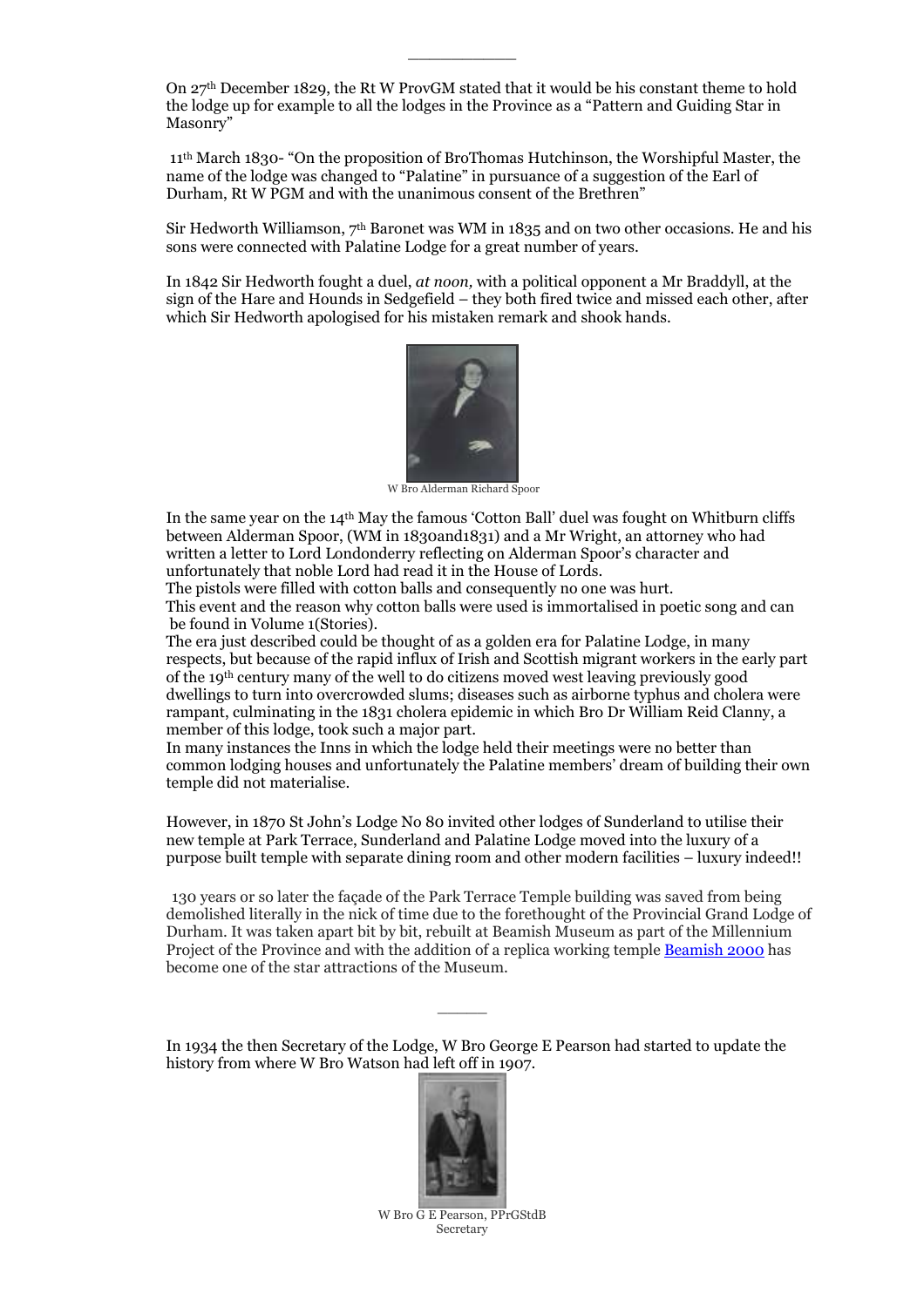On 27th December 1829, the Rt W ProvGM stated that it would be his constant theme to hold the lodge up for example to all the lodges in the Province as a "Pattern and Guiding Star in Masonry"

11th March 1830- "On the proposition of BroThomas Hutchinson, the Worshipful Master, the name of the lodge was changed to "Palatine" in pursuance of a suggestion of the Earl of Durham, Rt W PGM and with the unanimous consent of the Brethren"

Sir Hedworth Williamson, 7th Baronet was WM in 1835 and on two other occasions. He and his sons were connected with Palatine Lodge for a great number of years.

In 1842 Sir Hedworth fought a duel, *at noon,* with a political opponent a Mr Braddyll, at the sign of the Hare and Hounds in Sedgefield – they both fired twice and missed each other, after which Sir Hedworth apologised for his mistaken remark and shook hands.

W Bro Alderman Richard Spoor

In the same year on the 14th May the famous 'Cotton Ball' duel was fought on Whitburn cliffs between Alderman Spoor, (WM in 1830and1831) and a Mr Wright, an attorney who had written a letter to Lord Londonderry reflecting on Alderman Spoor's character and unfortunately that noble Lord had read it in the House of Lords.
The pistols were filled with cotton balls and consequently no one was hurt.
This event and the reason why cotton balls were used is immortalised in poetic song and can be found in Volume 1(Stories).
The era just described could be thought of as a golden era for Palatine Lodge, in many respects, but because of the rapid influx of Irish and Scottish migrant workers in the early part of the 19th century many of the well to do citizens moved west leaving previously good dwellings to turn into overcrowded slums; diseases such as airborne typhus and cholera were rampant, culminating in the 1831 cholera epidemic in which Bro Dr William Reid Clanny, a member of this lodge, took such a major part.
In many instances the Inns in which the lodge held their meetings were no better than common lodging houses and unfortunately the Palatine members' dream of building their own temple did not materialise.

However, in 1870 St John's Lodge No 80 invited other lodges of Sunderland to utilise their new temple at Park Terrace, Sunderland and Palatine Lodge moved into the luxury of a purpose built temple with separate dining room and other modern facilities – luxury indeed!!

130 years or so later the façade of the Park Terrace Temple building was saved from being demolished literally in the nick of time due to the forethought of the Provincial Grand Lodge of Durham. It was taken apart bit by bit, rebuilt at Beamish Museum as part of the Millennium Project of the Province and with the addition of a replica working temple Beamish 2000 has become one of the star attractions of the Museum.

---

In 1934 the then Secretary of the Lodge, W Bro George E Pearson had started to update the history from where W Bro Watson had left off in 1907.

W Bro G E Pearson, PPrGStdB
Secretary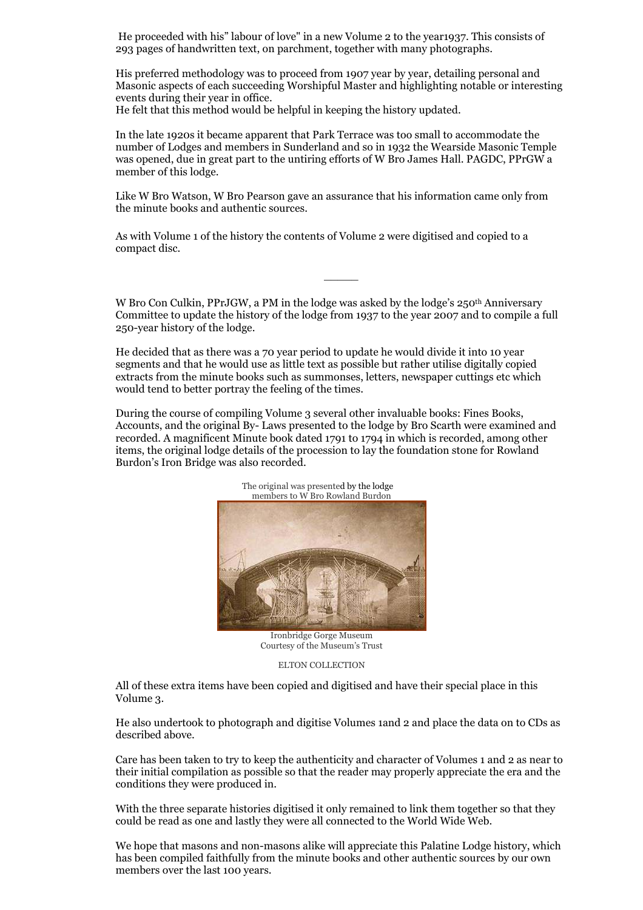He proceeded with his" labour of love" in a new Volume 2 to the year1937. This consists of 293 pages of handwritten text, on parchment, together with many photographs.

His preferred methodology was to proceed from 1907 year by year, detailing personal and Masonic aspects of each succeeding Worshipful Master and highlighting notable or interesting events during their year in office.
He felt that this method would be helpful in keeping the history updated.

In the late 1920s it became apparent that Park Terrace was too small to accommodate the number of Lodges and members in Sunderland and so in 1932 the Wearside Masonic Temple was opened, due in great part to the untiring efforts of W Bro James Hall. PAGDC, PPrGW a member of this lodge.

Like W Bro Watson, W Bro Pearson gave an assurance that his information came only from the minute books and authentic sources.

As with Volume 1 of the history the contents of Volume 2 were digitised and copied to a compact disc.

---

W Bro Con Culkin, PPrJGW, a PM in the lodge was asked by the lodge's 250th Anniversary Committee to update the history of the lodge from 1937 to the year 2007 and to compile a full 250-year history of the lodge.

He decided that as there was a 70 year period to update he would divide it into 10 year segments and that he would use as little text as possible but rather utilise digitally copied extracts from the minute books such as summonses, letters, newspaper cuttings etc which would tend to better portray the feeling of the times.

During the course of compiling Volume 3 several other invaluable books: Fines Books, Accounts, and the original By- Laws presented to the lodge by Bro Scarth were examined and recorded. A magnificent Minute book dated 1791 to 1794 in which is recorded, among other items, the original lodge details of the procession to lay the foundation stone for Rowland Burdon's Iron Bridge was also recorded.

The original was presented by the lodge members to W Bro Rowland Burdon

Ironbridge Gorge Museum
Courtesy of the Museum's Trust

ELTON COLLECTION

All of these extra items have been copied and digitised and have their special place in this Volume 3.

He also undertook to photograph and digitise Volumes 1and 2 and place the data on to CDs as described above.

Care has been taken to try to keep the authenticity and character of Volumes 1 and 2 as near to their initial compilation as possible so that the reader may properly appreciate the era and the conditions they were produced in.

With the three separate histories digitised it only remained to link them together so that they could be read as one and lastly they were all connected to the World Wide Web.

We hope that masons and non-masons alike will appreciate this Palatine Lodge history, which has been compiled faithfully from the minute books and other authentic sources by our own members over the last 100 years.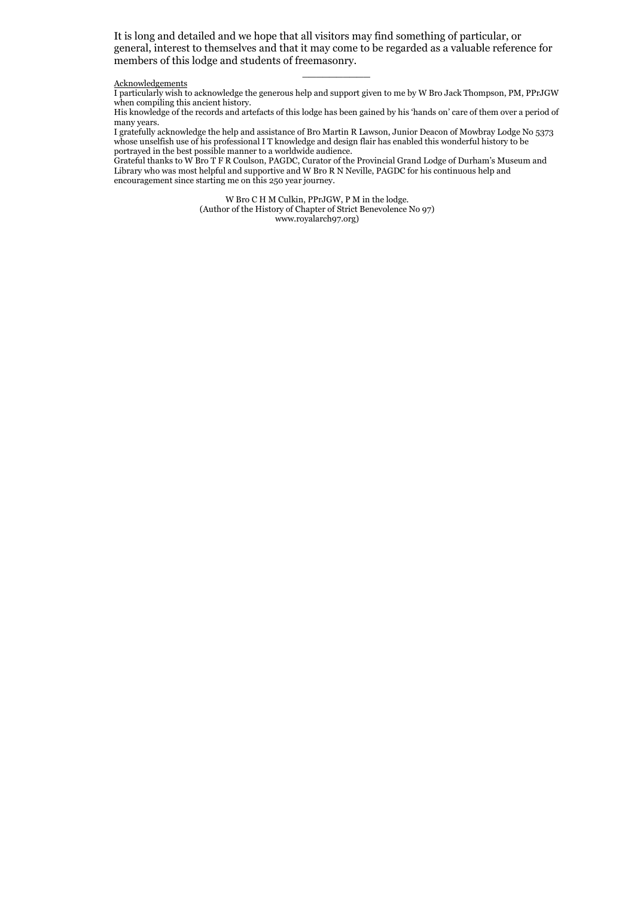It is long and detailed and we hope that all visitors may find something of particular, or general, interest to themselves and that it may come to be regarded as a valuable reference for members of this lodge and students of freemasonry.

---

<u>Acknowledgements</u>

I particularly wish to acknowledge the generous help and support given to me by W Bro Jack Thompson, PM, PPrJGW when compiling this ancient history.

His knowledge of the records and artefacts of this lodge has been gained by his 'hands on' care of them over a period of many years.

I gratefully acknowledge the help and assistance of Bro Martin R Lawson, Junior Deacon of Mowbray Lodge No 5373 whose unselfish use of his professional I T knowledge and design flair has enabled this wonderful history to be portrayed in the best possible manner to a worldwide audience.

Grateful thanks to W Bro T F R Coulson, PAGDC, Curator of the Provincial Grand Lodge of Durham's Museum and Library who was most helpful and supportive and W Bro R N Neville, PAGDC for his continuous help and encouragement since starting me on this 250 year journey.

W Bro C H M Culkin, PPrJGW, P M in the lodge.
(Author of the History of Chapter of Strict Benevolence No 97)
www.royalarch97.org)